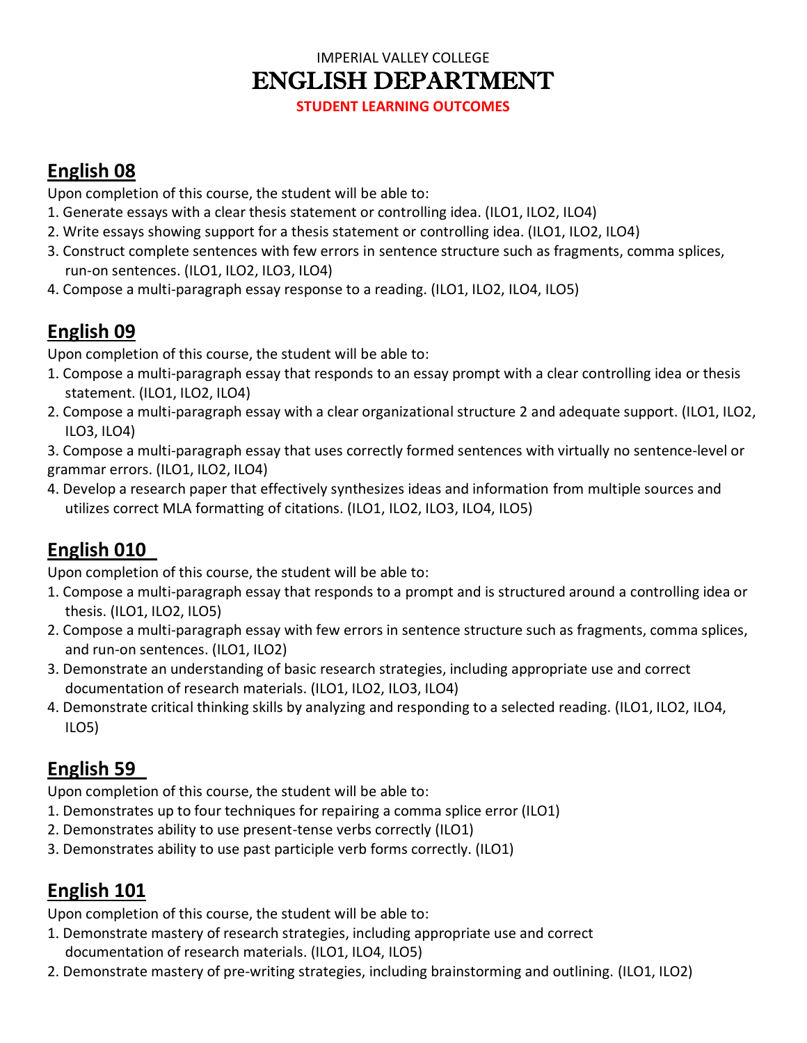# IMPERIAL VALLEY COLLEGE
# ENGLISH DEPARTMENT
**STUDENT LEARNING OUTCOMES**

## English 08

Upon completion of this course, the student will be able to:

1. Generate essays with a clear thesis statement or controlling idea. (ILO1, ILO2, ILO4)
2. Write essays showing support for a thesis statement or controlling idea. (ILO1, ILO2, ILO4)
3. Construct complete sentences with few errors in sentence structure such as fragments, comma splices, run-on sentences. (ILO1, ILO2, ILO3, ILO4)
4. Compose a multi-paragraph essay response to a reading. (ILO1, ILO2, ILO4, ILO5)

## English 09

Upon completion of this course, the student will be able to:

1. Compose a multi-paragraph essay that responds to an essay prompt with a clear controlling idea or thesis statement. (ILO1, ILO2, ILO4)
2. Compose a multi-paragraph essay with a clear organizational structure 2 and adequate support. (ILO1, ILO2, ILO3, ILO4)
3. Compose a multi-paragraph essay that uses correctly formed sentences with virtually no sentence-level or grammar errors. (ILO1, ILO2, ILO4)
4. Develop a research paper that effectively synthesizes ideas and information from multiple sources and utilizes correct MLA formatting of citations. (ILO1, ILO2, ILO3, ILO4, ILO5)

## English 010

Upon completion of this course, the student will be able to:

1. Compose a multi-paragraph essay that responds to a prompt and is structured around a controlling idea or thesis. (ILO1, ILO2, ILO5)
2. Compose a multi-paragraph essay with few errors in sentence structure such as fragments, comma splices, and run-on sentences. (ILO1, ILO2)
3. Demonstrate an understanding of basic research strategies, including appropriate use and correct documentation of research materials. (ILO1, ILO2, ILO3, ILO4)
4. Demonstrate critical thinking skills by analyzing and responding to a selected reading. (ILO1, ILO2, ILO4, ILO5)

## English 59

Upon completion of this course, the student will be able to:

1. Demonstrates up to four techniques for repairing a comma splice error (ILO1)
2. Demonstrates ability to use present-tense verbs correctly (ILO1)
3. Demonstrates ability to use past participle verb forms correctly. (ILO1)

## English 101

Upon completion of this course, the student will be able to:

1. Demonstrate mastery of research strategies, including appropriate use and correct documentation of research materials. (ILO1, ILO4, ILO5)
2. Demonstrate mastery of pre-writing strategies, including brainstorming and outlining. (ILO1, ILO2)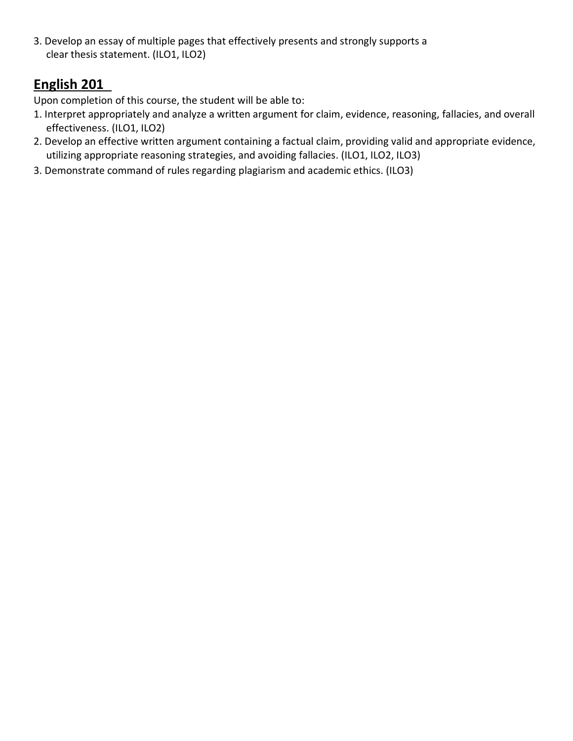3. Develop an essay of multiple pages that effectively presents and strongly supports a clear thesis statement. (ILO1, ILO2)

## English 201

Upon completion of this course, the student will be able to:

1. Interpret appropriately and analyze a written argument for claim, evidence, reasoning, fallacies, and overall effectiveness. (ILO1, ILO2)
2. Develop an effective written argument containing a factual claim, providing valid and appropriate evidence, utilizing appropriate reasoning strategies, and avoiding fallacies. (ILO1, ILO2, ILO3)
3. Demonstrate command of rules regarding plagiarism and academic ethics. (ILO3)